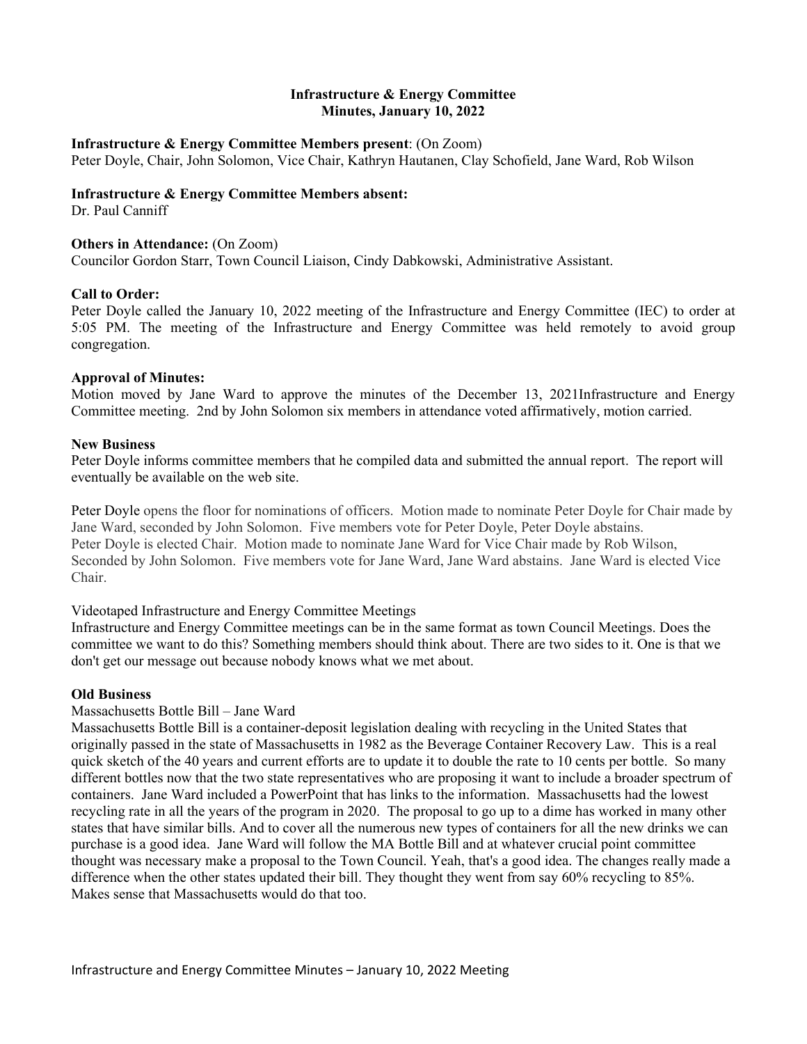**Infrastructure & Energy Committee**
**Minutes, January 10, 2022**

**Infrastructure & Energy Committee Members present**: (On Zoom)
Peter Doyle, Chair, John Solomon, Vice Chair, Kathryn Hautanen, Clay Schofield, Jane Ward, Rob Wilson

**Infrastructure & Energy Committee Members absent:**
Dr. Paul Canniff

**Others in Attendance:** (On Zoom)
Councilor Gordon Starr, Town Council Liaison, Cindy Dabkowski, Administrative Assistant.

**Call to Order:**
Peter Doyle called the January 10, 2022 meeting of the Infrastructure and Energy Committee (IEC) to order at 5:05 PM. The meeting of the Infrastructure and Energy Committee was held remotely to avoid group congregation.

**Approval of Minutes:**
Motion moved by Jane Ward to approve the minutes of the December 13, 2021Infrastructure and Energy Committee meeting. 2nd by John Solomon six members in attendance voted affirmatively, motion carried.

**New Business**
Peter Doyle informs committee members that he compiled data and submitted the annual report. The report will eventually be available on the web site.

Peter Doyle opens the floor for nominations of officers. Motion made to nominate Peter Doyle for Chair made by Jane Ward, seconded by John Solomon. Five members vote for Peter Doyle, Peter Doyle abstains. Peter Doyle is elected Chair. Motion made to nominate Jane Ward for Vice Chair made by Rob Wilson, Seconded by John Solomon. Five members vote for Jane Ward, Jane Ward abstains. Jane Ward is elected Vice Chair.

Videotaped Infrastructure and Energy Committee Meetings
Infrastructure and Energy Committee meetings can be in the same format as town Council Meetings. Does the committee we want to do this? Something members should think about. There are two sides to it. One is that we don't get our message out because nobody knows what we met about.

**Old Business**
Massachusetts Bottle Bill – Jane Ward
Massachusetts Bottle Bill is a container-deposit legislation dealing with recycling in the United States that originally passed in the state of Massachusetts in 1982 as the Beverage Container Recovery Law. This is a real quick sketch of the 40 years and current efforts are to update it to double the rate to 10 cents per bottle. So many different bottles now that the two state representatives who are proposing it want to include a broader spectrum of containers. Jane Ward included a PowerPoint that has links to the information. Massachusetts had the lowest recycling rate in all the years of the program in 2020. The proposal to go up to a dime has worked in many other states that have similar bills. And to cover all the numerous new types of containers for all the new drinks we can purchase is a good idea. Jane Ward will follow the MA Bottle Bill and at whatever crucial point committee thought was necessary make a proposal to the Town Council. Yeah, that's a good idea. The changes really made a difference when the other states updated their bill. They thought they went from say 60% recycling to 85%. Makes sense that Massachusetts would do that too.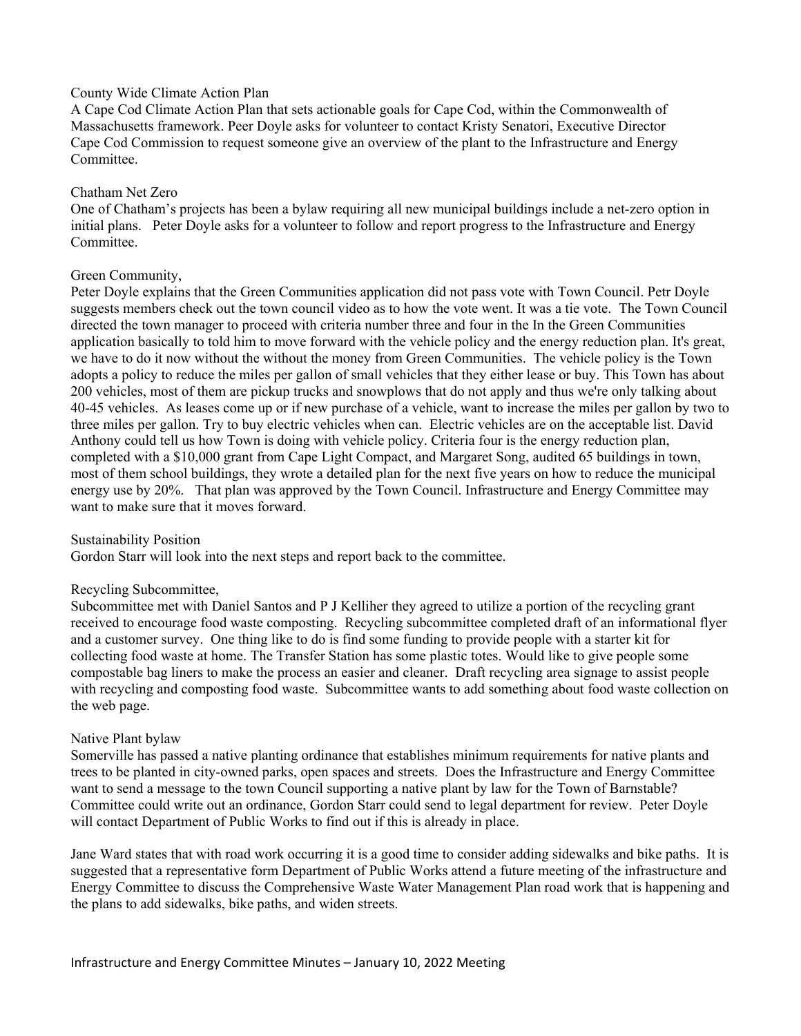County Wide Climate Action Plan

A Cape Cod Climate Action Plan that sets actionable goals for Cape Cod, within the Commonwealth of Massachusetts framework. Peer Doyle asks for volunteer to contact Kristy Senatori, Executive Director Cape Cod Commission to request someone give an overview of the plant to the Infrastructure and Energy Committee.

Chatham Net Zero

One of Chatham's projects has been a bylaw requiring all new municipal buildings include a net-zero option in initial plans. Peter Doyle asks for a volunteer to follow and report progress to the Infrastructure and Energy Committee.

Green Community,

Peter Doyle explains that the Green Communities application did not pass vote with Town Council. Petr Doyle suggests members check out the town council video as to how the vote went. It was a tie vote. The Town Council directed the town manager to proceed with criteria number three and four in the In the Green Communities application basically to told him to move forward with the vehicle policy and the energy reduction plan. It's great, we have to do it now without the without the money from Green Communities. The vehicle policy is the Town adopts a policy to reduce the miles per gallon of small vehicles that they either lease or buy. This Town has about 200 vehicles, most of them are pickup trucks and snowplows that do not apply and thus we're only talking about 40-45 vehicles. As leases come up or if new purchase of a vehicle, want to increase the miles per gallon by two to three miles per gallon. Try to buy electric vehicles when can. Electric vehicles are on the acceptable list. David Anthony could tell us how Town is doing with vehicle policy. Criteria four is the energy reduction plan, completed with a $10,000 grant from Cape Light Compact, and Margaret Song, audited 65 buildings in town, most of them school buildings, they wrote a detailed plan for the next five years on how to reduce the municipal energy use by 20%. That plan was approved by the Town Council. Infrastructure and Energy Committee may want to make sure that it moves forward.

Sustainability Position

Gordon Starr will look into the next steps and report back to the committee.

Recycling Subcommittee,

Subcommittee met with Daniel Santos and P J Kelliher they agreed to utilize a portion of the recycling grant received to encourage food waste composting. Recycling subcommittee completed draft of an informational flyer and a customer survey. One thing like to do is find some funding to provide people with a starter kit for collecting food waste at home. The Transfer Station has some plastic totes. Would like to give people some compostable bag liners to make the process an easier and cleaner. Draft recycling area signage to assist people with recycling and composting food waste. Subcommittee wants to add something about food waste collection on the web page.

Native Plant bylaw

Somerville has passed a native planting ordinance that establishes minimum requirements for native plants and trees to be planted in city-owned parks, open spaces and streets. Does the Infrastructure and Energy Committee want to send a message to the town Council supporting a native plant by law for the Town of Barnstable? Committee could write out an ordinance, Gordon Starr could send to legal department for review. Peter Doyle will contact Department of Public Works to find out if this is already in place.

Jane Ward states that with road work occurring it is a good time to consider adding sidewalks and bike paths. It is suggested that a representative form Department of Public Works attend a future meeting of the infrastructure and Energy Committee to discuss the Comprehensive Waste Water Management Plan road work that is happening and the plans to add sidewalks, bike paths, and widen streets.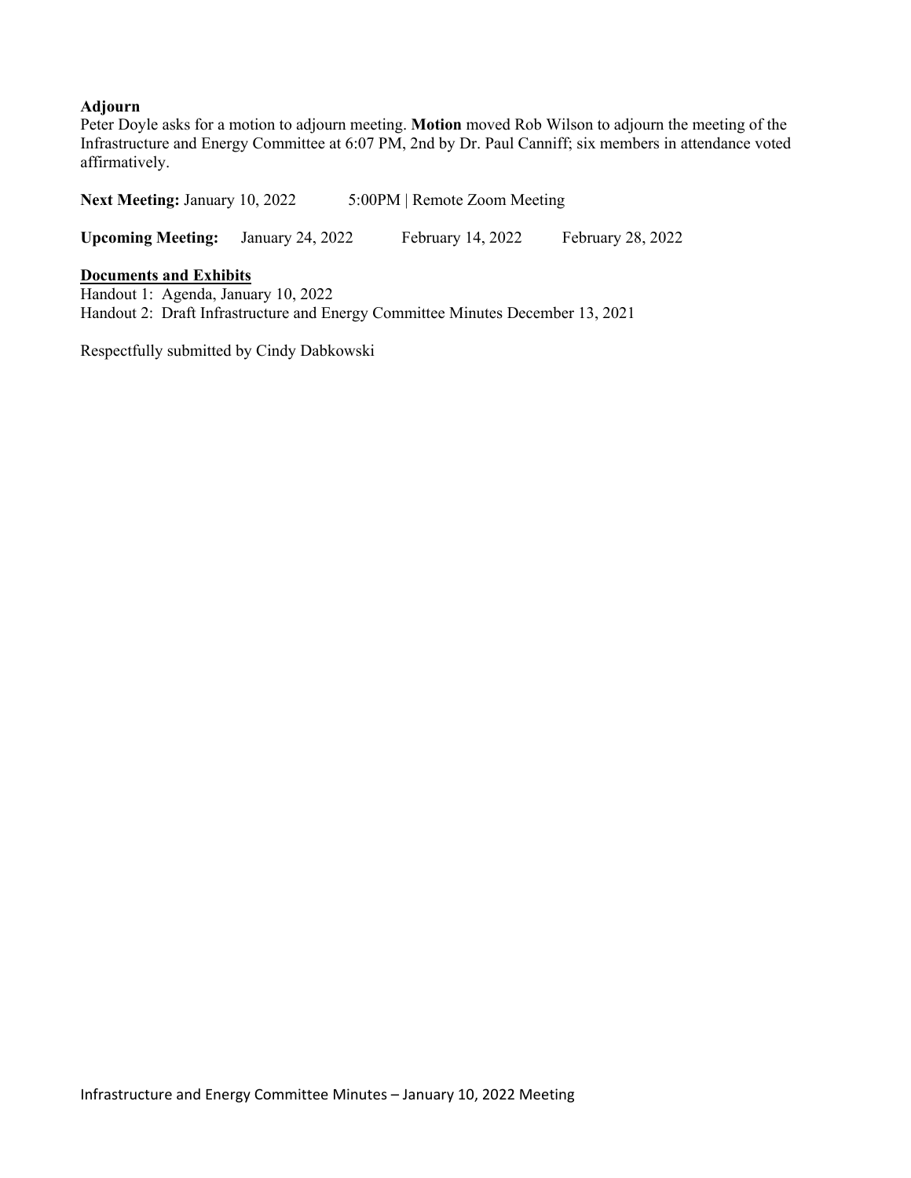**Adjourn**

Peter Doyle asks for a motion to adjourn meeting. **Motion** moved Rob Wilson to adjourn the meeting of the Infrastructure and Energy Committee at 6:07 PM, 2nd by Dr. Paul Canniff; six members in attendance voted affirmatively.

**Next Meeting:** January 10, 2022 5:00PM | Remote Zoom Meeting

**Upcoming Meeting:** January 24, 2022 February 14, 2022 February 28, 2022

**<u>Documents and Exhibits</u>**

Handout 1: Agenda, January 10, 2022
Handout 2: Draft Infrastructure and Energy Committee Minutes December 13, 2021

Respectfully submitted by Cindy Dabkowski